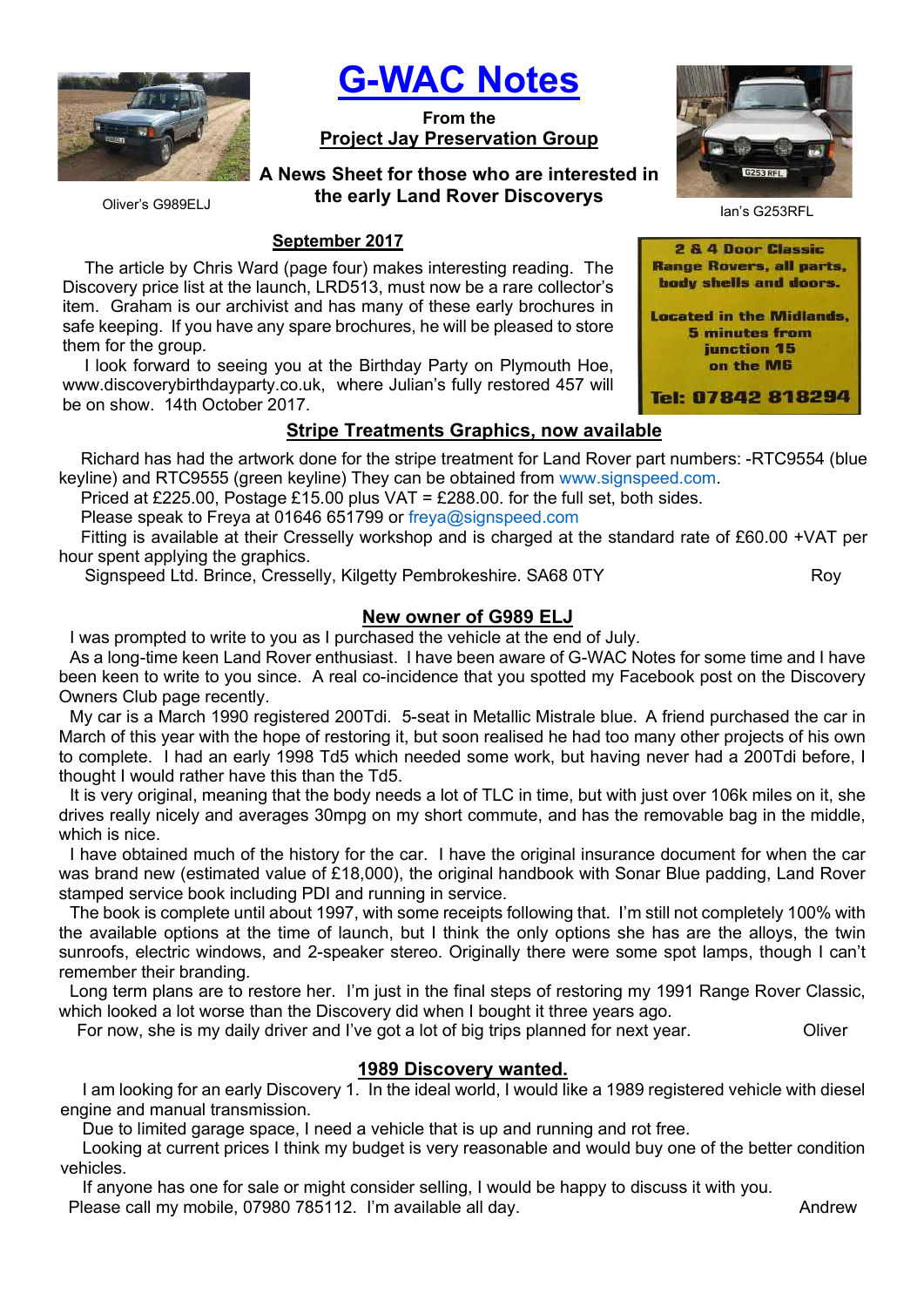# G-WAC Notes

**From the**

**Project Jay Preservation Group**

**A News Sheet for those who are interested in the early Land Rover Discoverys**

Oliver's G989ELJ

Ian's G253RFL

**2 & 4 Door Classic Range Rovers, all parts, body shells and doors.**

**Located in the Midlands, 5 minutes from junction 15 on the M6**

**Tel: 07842 818294**

## September 2017

The article by Chris Ward (page four) makes interesting reading. The Discovery price list at the launch, LRD513, must now be a rare collector's item. Graham is our archivist and has many of these early brochures in safe keeping. If you have any spare brochures, he will be pleased to store them for the group.

I look forward to seeing you at the Birthday Party on Plymouth Hoe, www.discoverybirthdayparty.co.uk, where Julian's fully restored 457 will be on show. 14th October 2017.

## Stripe Treatments Graphics, now available

Richard has had the artwork done for the stripe treatment for Land Rover part numbers: -RTC9554 (blue keyline) and RTC9555 (green keyline) They can be obtained from www.signspeed.com.

Priced at £225.00, Postage £15.00 plus VAT = £288.00. for the full set, both sides.

Please speak to Freya at 01646 651799 or freya@signspeed.com

Fitting is available at their Cresselly workshop and is charged at the standard rate of £60.00 +VAT per hour spent applying the graphics.

Signspeed Ltd. Brince, Cresselly, Kilgetty Pembrokeshire. SA68 0TY

Roy

## New owner of G989 ELJ

I was prompted to write to you as I purchased the vehicle at the end of July.

As a long-time keen Land Rover enthusiast. I have been aware of G-WAC Notes for some time and I have been keen to write to you since. A real co-incidence that you spotted my Facebook post on the Discovery Owners Club page recently.

My car is a March 1990 registered 200Tdi. 5-seat in Metallic Mistrale blue. A friend purchased the car in March of this year with the hope of restoring it, but soon realised he had too many other projects of his own to complete. I had an early 1998 Td5 which needed some work, but having never had a 200Tdi before, I thought I would rather have this than the Td5.

It is very original, meaning that the body needs a lot of TLC in time, but with just over 106k miles on it, she drives really nicely and averages 30mpg on my short commute, and has the removable bag in the middle, which is nice.

I have obtained much of the history for the car. I have the original insurance document for when the car was brand new (estimated value of £18,000), the original handbook with Sonar Blue padding, Land Rover stamped service book including PDI and running in service.

The book is complete until about 1997, with some receipts following that. I'm still not completely 100% with the available options at the time of launch, but I think the only options she has are the alloys, the twin sunroofs, electric windows, and 2-speaker stereo. Originally there were some spot lamps, though I can't remember their branding.

Long term plans are to restore her. I'm just in the final steps of restoring my 1991 Range Rover Classic, which looked a lot worse than the Discovery did when I bought it three years ago.

For now, she is my daily driver and I've got a lot of big trips planned for next year.

Oliver

## 1989 Discovery wanted.

I am looking for an early Discovery 1. In the ideal world, I would like a 1989 registered vehicle with diesel engine and manual transmission.

Due to limited garage space, I need a vehicle that is up and running and rot free.

Looking at current prices I think my budget is very reasonable and would buy one of the better condition vehicles.

If anyone has one for sale or might consider selling, I would be happy to discuss it with you.

Please call my mobile, 07980 785112. I'm available all day.

Andrew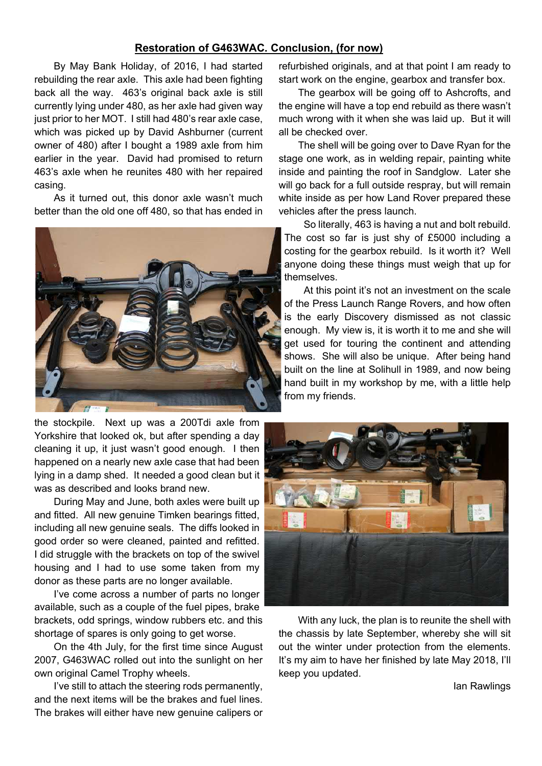## Restoration of G463WAC. Conclusion, (for now)

By May Bank Holiday, of 2016, I had started rebuilding the rear axle. This axle had been fighting back all the way. 463's original back axle is still currently lying under 480, as her axle had given way just prior to her MOT. I still had 480's rear axle case, which was picked up by David Ashburner (current owner of 480) after I bought a 1989 axle from him earlier in the year. David had promised to return 463's axle when he reunites 480 with her repaired casing.

As it turned out, this donor axle wasn't much better than the old one off 480, so that has ended in the stockpile. Next up was a 200Tdi axle from Yorkshire that looked ok, but after spending a day cleaning it up, it just wasn't good enough. I then happened on a nearly new axle case that had been lying in a damp shed. It needed a good clean but it was as described and looks brand new.

During May and June, both axles were built up and fitted. All new genuine Timken bearings fitted, including all new genuine seals. The diffs looked in good order so were cleaned, painted and refitted. I did struggle with the brackets on top of the swivel housing and I had to use some taken from my donor as these parts are no longer available.

I've come across a number of parts no longer available, such as a couple of the fuel pipes, brake brackets, odd springs, window rubbers etc. and this shortage of spares is only going to get worse.

On the 4th July, for the first time since August 2007, G463WAC rolled out into the sunlight on her own original Camel Trophy wheels.

I've still to attach the steering rods permanently, and the next items will be the brakes and fuel lines. The brakes will either have new genuine calipers or refurbished originals, and at that point I am ready to start work on the engine, gearbox and transfer box.

The gearbox will be going off to Ashcrofts, and the engine will have a top end rebuild as there wasn't much wrong with it when she was laid up. But it will all be checked over.

The shell will be going over to Dave Ryan for the stage one work, as in welding repair, painting white inside and painting the roof in Sandglow. Later she will go back for a full outside respray, but will remain white inside as per how Land Rover prepared these vehicles after the press launch.

So literally, 463 is having a nut and bolt rebuild. The cost so far is just shy of £5000 including a costing for the gearbox rebuild. Is it worth it? Well anyone doing these things must weigh that up for themselves.

At this point it's not an investment on the scale of the Press Launch Range Rovers, and how often is the early Discovery dismissed as not classic enough. My view is, it is worth it to me and she will get used for touring the continent and attending shows. She will also be unique. After being hand built on the line at Solihull in 1989, and now being hand built in my workshop by me, with a little help from my friends.

With any luck, the plan is to reunite the shell with the chassis by late September, whereby she will sit out the winter under protection from the elements. It's my aim to have her finished by late May 2018, I'll keep you updated.

Ian Rawlings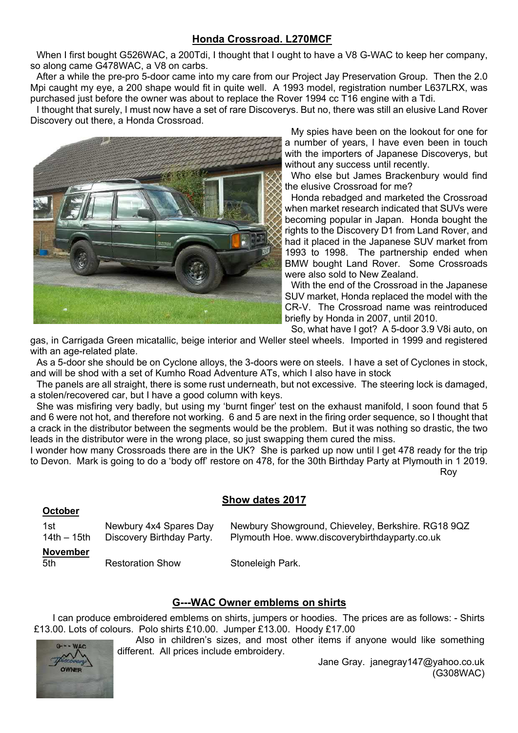## Honda Crossroad. L270MCF

When I first bought G526WAC, a 200Tdi, I thought that I ought to have a V8 G-WAC to keep her company, so along came G478WAC, a V8 on carbs.

After a while the pre-pro 5-door came into my care from our Project Jay Preservation Group. Then the 2.0 Mpi caught my eye, a 200 shape would fit in quite well. A 1993 model, registration number L637LRX, was purchased just before the owner was about to replace the Rover 1994 cc T16 engine with a Tdi.

I thought that surely, I must now have a set of rare Discoverys. But no, there was still an elusive Land Rover Discovery out there, a Honda Crossroad.

My spies have been on the lookout for one for a number of years, I have even been in touch with the importers of Japanese Discoverys, but without any success until recently.

Who else but James Brackenbury would find the elusive Crossroad for me?

Honda rebadged and marketed the Crossroad when market research indicated that SUVs were becoming popular in Japan. Honda bought the rights to the Discovery D1 from Land Rover, and had it placed in the Japanese SUV market from 1993 to 1998. The partnership ended when BMW bought Land Rover. Some Crossroads were also sold to New Zealand.

With the end of the Crossroad in the Japanese SUV market, Honda replaced the model with the CR-V. The Crossroad name was reintroduced briefly by Honda in 2007, until 2010.

So, what have I got? A 5-door 3.9 V8i auto, on gas, in Carrigada Green micatallic, beige interior and Weller steel wheels. Imported in 1999 and registered with an age-related plate.

As a 5-door she should be on Cyclone alloys, the 3-doors were on steels. I have a set of Cyclones in stock, and will be shod with a set of Kumho Road Adventure ATs, which I also have in stock

The panels are all straight, there is some rust underneath, but not excessive. The steering lock is damaged, a stolen/recovered car, but I have a good column with keys.

She was misfiring very badly, but using my 'burnt finger' test on the exhaust manifold, I soon found that 5 and 6 were not hot, and therefore not working. 6 and 5 are next in the firing order sequence, so I thought that a crack in the distributor between the segments would be the problem. But it was nothing so drastic, the two leads in the distributor were in the wrong place, so just swapping them cured the miss.

I wonder how many Crossroads there are in the UK? She is parked up now until I get 478 ready for the trip to Devon. Mark is going to do a 'body off' restore on 478, for the 30th Birthday Party at Plymouth in 1 2019.

Roy

## Show dates 2017

| | | |
|---|---|---|
| **October** | | |
| 1st | Newbury 4x4 Spares Day | Newbury Showground, Chieveley, Berkshire. RG18 9QZ |
| 14th – 15th | Discovery Birthday Party. | Plymouth Hoe. www.discoverybirthdayparty.co.uk |
| **November** | | |
| 5th | Restoration Show | Stoneleigh Park. |

## G---WAC Owner emblems on shirts

I can produce embroidered emblems on shirts, jumpers or hoodies. The prices are as follows: - Shirts £13.00. Lots of colours. Polo shirts £10.00. Jumper £13.00. Hoody £17.00

Also in children's sizes, and most other items if anyone would like something different. All prices include embroidery.

Jane Gray. janegray147@yahoo.co.uk
(G308WAC)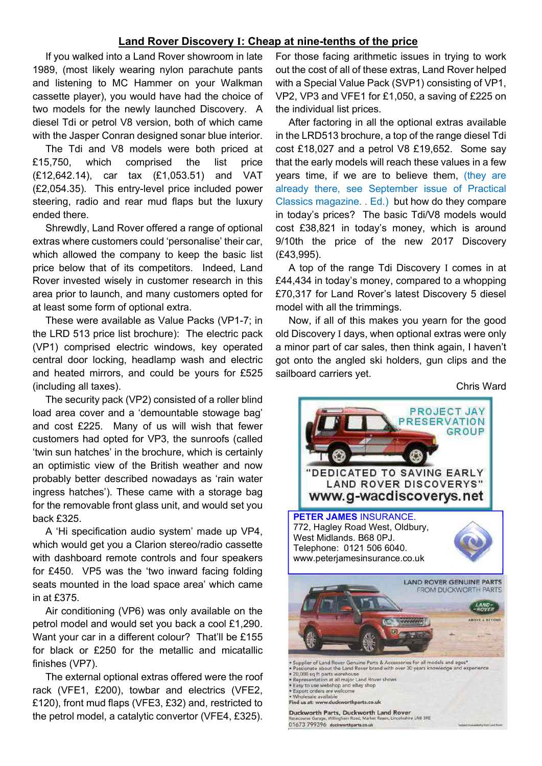## Land Rover Discovery I: Cheap at nine-tenths of the price

If you walked into a Land Rover showroom in late 1989, (most likely wearing nylon parachute pants and listening to MC Hammer on your Walkman cassette player), you would have had the choice of two models for the newly launched Discovery. A diesel Tdi or petrol V8 version, both of which came with the Jasper Conran designed sonar blue interior.

The Tdi and V8 models were both priced at £15,750, which comprised the list price (£12,642.14), car tax (£1,053.51) and VAT (£2,054.35). This entry-level price included power steering, radio and rear mud flaps but the luxury ended there.

Shrewdly, Land Rover offered a range of optional extras where customers could 'personalise' their car, which allowed the company to keep the basic list price below that of its competitors. Indeed, Land Rover invested wisely in customer research in this area prior to launch, and many customers opted for at least some form of optional extra.

These were available as Value Packs (VP1-7; in the LRD 513 price list brochure): The electric pack (VP1) comprised electric windows, key operated central door locking, headlamp wash and electric and heated mirrors, and could be yours for £525 (including all taxes).

The security pack (VP2) consisted of a roller blind load area cover and a 'demountable stowage bag' and cost £225. Many of us will wish that fewer customers had opted for VP3, the sunroofs (called 'twin sun hatches' in the brochure, which is certainly an optimistic view of the British weather and now probably better described nowadays as 'rain water ingress hatches'). These came with a storage bag for the removable front glass unit, and would set you back £325.

A 'Hi specification audio system' made up VP4, which would get you a Clarion stereo/radio cassette with dashboard remote controls and four speakers for £450. VP5 was the 'two inward facing folding seats mounted in the load space area' which came in at £375.

Air conditioning (VP6) was only available on the petrol model and would set you back a cool £1,290. Want your car in a different colour? That'll be £155 for black or £250 for the metallic and micatallic finishes (VP7).

The external optional extras offered were the roof rack (VFE1, £200), towbar and electrics (VFE2, £120), front mud flaps (VFE3, £32) and, restricted to the petrol model, a catalytic convertor (VFE4, £325).

For those facing arithmetic issues in trying to work out the cost of all of these extras, Land Rover helped with a Special Value Pack (SVP1) consisting of VP1, VP2, VP3 and VFE1 for £1,050, a saving of £225 on the individual list prices.

After factoring in all the optional extras available in the LRD513 brochure, a top of the range diesel Tdi cost £18,027 and a petrol V8 £19,652. Some say that the early models will reach these values in a few years time, if we are to believe them, (they are already there, see September issue of Practical Classics magazine. . Ed.) but how do they compare in today's prices? The basic Tdi/V8 models would cost £38,821 in today's money, which is around 9/10th the price of the new 2017 Discovery (£43,995).

A top of the range Tdi Discovery I comes in at £44,434 in today's money, compared to a whopping £70,317 for Land Rover's latest Discovery 5 diesel model with all the trimmings.

Now, if all of this makes you yearn for the good old Discovery I days, when optional extras were only a minor part of car sales, then think again, I haven't got onto the angled ski holders, gun clips and the sailboard carriers yet.

Chris Ward

PROJECT JAY PRESERVATION GROUP

"DEDICATED TO SAVING EARLY LAND ROVER DISCOVERYS"

www.g-wacdiscoverys.net

**PETER JAMES** INSURANCE.
772, Hagley Road West, Oldbury,
West Midlands. B68 0PJ.
Telephone: 0121 506 6040.
www.peterjamesinsurance.co.uk

LAND ROVER GENUINE PARTS
FROM DUCKWORTH PARTS

- Supplier of Land Rover Genuine Parts & Accessories for all models and ages*
- Passionate about the Land Rover brand with over 30 years knowledge and experience
- 20,000 sq ft parts warehouse
- Representation at all major Land Rover shows
- Easy to use webshop and eBay shop
- Export orders are welcome
- Wholesale available

Find us at: www.duckworthparts.co.uk

Duckworth Parts, Duckworth Land Rover
Racecourse Garage, Willingham Road, Market Rasen, Lincolnshire LN8 3RE
01673 799396 duckworthparts.co.uk

*subject to availability from Land Rover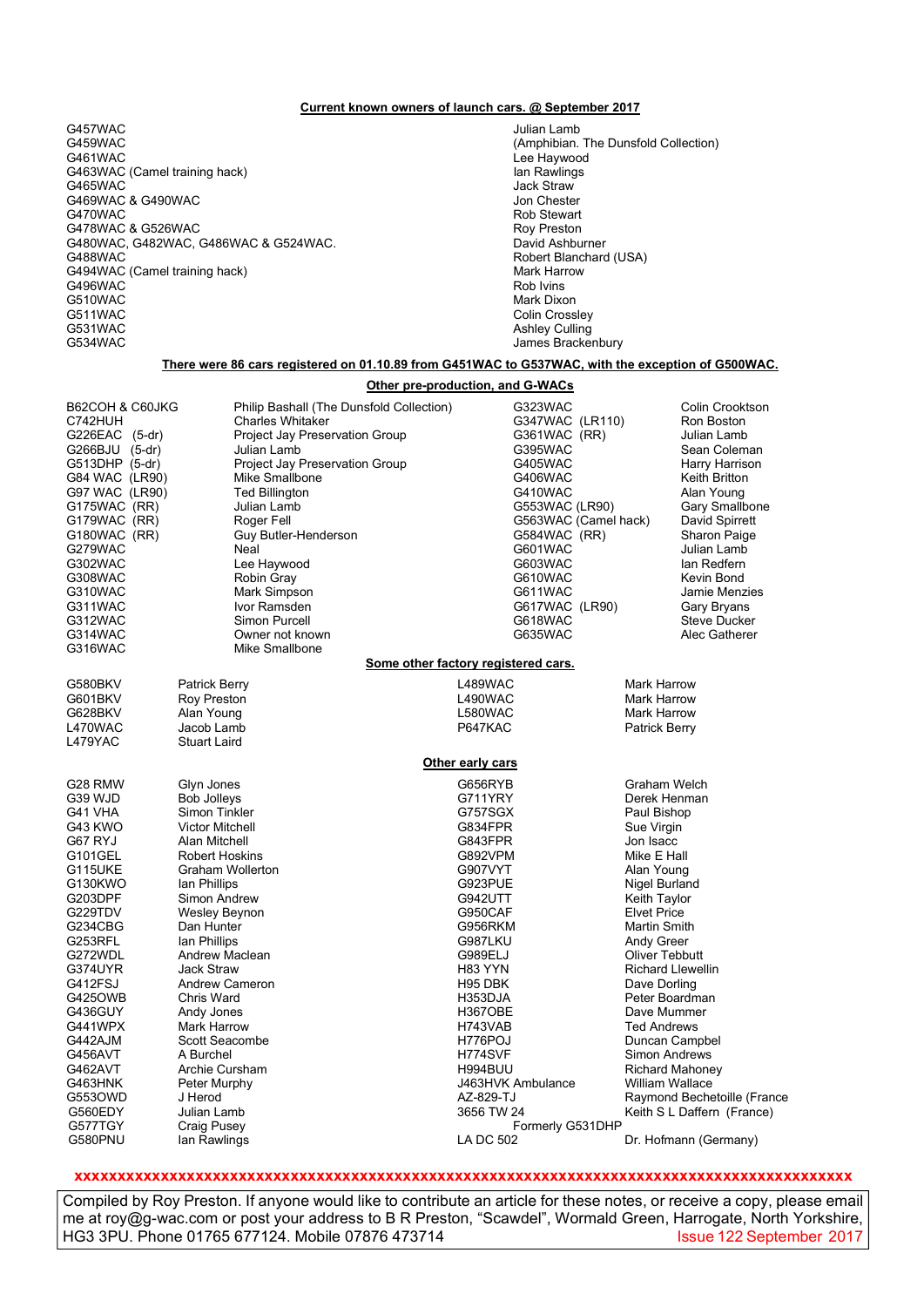**Current known owners of launch cars. @ September 2017**

| | |
|---|---|
| G457WAC | Julian Lamb |
| G459WAC | (Amphibian. The Dunsfold Collection) |
| G461WAC | Lee Haywood |
| G463WAC (Camel training hack) | Ian Rawlings |
| G465WAC | Jack Straw |
| G469WAC & G490WAC | Jon Chester |
| G470WAC | Rob Stewart |
| G478WAC & G526WAC | Roy Preston |
| G480WAC, G482WAC, G486WAC & G524WAC. | David Ashburner |
| G488WAC | Robert Blanchard (USA) |
| G494WAC (Camel training hack) | Mark Harrow |
| G496WAC | Rob Ivins |
| G510WAC | Mark Dixon |
| G511WAC | Colin Crossley |
| G531WAC | Ashley Culling |
| G534WAC | James Brackenbury |

**There were 86 cars registered on 01.10.89 from G451WAC to G537WAC, with the exception of G500WAC.**

**Other pre-production, and G-WACs**

| | | | |
|---|---|---|---|
| B62COH & C60JKG | Philip Bashall (The Dunsfold Collection) | G323WAC | Colin Crooktson |
| C742HUH | Charles Whitaker | G347WAC (LR110) | Ron Boston |
| G226EAC (5-dr) | Project Jay Preservation Group | G361WAC (RR) | Julian Lamb |
| G266BJU (5-dr) | Julian Lamb | G395WAC | Sean Coleman |
| G513DHP (5-dr) | Project Jay Preservation Group | G405WAC | Harry Harrison |
| G84 WAC (LR90) | Mike Smallbone | G406WAC | Keith Britton |
| G97 WAC (LR90) | Ted Billington | G410WAC | Alan Young |
| G175WAC (RR) | Julian Lamb | G553WAC (LR90) | Gary Smallbone |
| G179WAC (RR) | Roger Fell | G563WAC (Camel hack) | David Spirett |
| G180WAC (RR) | Guy Butler-Henderson | G584WAC (RR) | Sharon Paige |
| G279WAC | Neal | G601WAC | Julian Lamb |
| G302WAC | Lee Haywood | G603WAC | Ian Redfern |
| G308WAC | Robin Gray | G610WAC | Kevin Bond |
| G310WAC | Mark Simpson | G611WAC | Jamie Menzies |
| G311WAC | Ivor Ramsden | G617WAC (LR90) | Gary Bryans |
| G312WAC | Simon Purcell | G618WAC | Steve Ducker |
| G314WAC | Owner not known | G635WAC | Alec Gatherer |
| G316WAC | Mike Smallbone | | |

**Some other factory registered cars.**

| | | | |
|---|---|---|---|
| G580BKV | Patrick Berry | L489WAC | Mark Harrow |
| G601BKV | Roy Preston | L490WAC | Mark Harrow |
| G628BKV | Alan Young | L580WAC | Mark Harrow |
| L470WAC | Jacob Lamb | P647KAC | Patrick Berry |
| L479YAC | Stuart Laird | | |

**Other early cars**

| | | | |
|---|---|---|---|
| G28 RMW | Glyn Jones | G656RYB | Graham Welch |
| G39 WJD | Bob Jolleys | G711YRY | Derek Henman |
| G41 VHA | Simon Tinkler | G757SGX | Paul Bishop |
| G43 KWO | Victor Mitchell | G834FPR | Sue Virgin |
| G67 RYJ | Alan Mitchell | G843FPR | Jon Isacc |
| G101GEL | Robert Hoskins | G892VPM | Mike E Hall |
| G115UKE | Graham Wollerton | G907VYT | Alan Young |
| G130KWO | Ian Phillips | G923PUE | Nigel Burland |
| G203DPF | Simon Andrew | G942UTT | Keith Taylor |
| G229TDV | Wesley Beynon | G950CAF | Elvet Price |
| G234CBG | Dan Hunter | G956RKM | Martin Smith |
| G253RFL | Ian Phillips | G987LKU | Andy Greer |
| G272WDL | Andrew Maclean | G989ELJ | Oliver Tebbutt |
| G374UYR | Jack Straw | H83 YYN | Richard Llewellin |
| G412FSJ | Andrew Cameron | H95 DBK | Dave Dorling |
| G425OWB | Chris Ward | H353DJA | Peter Boardman |
| G436GUY | Andy Jones | H367OBE | Dave Mummer |
| G441WPX | Mark Harrow | H743VAB | Ted Andrews |
| G442AJM | Scott Seacombe | H776POJ | Duncan Campbel |
| G456AVT | A Burchel | H774SVF | Simon Andrews |
| G462AVT | Archie Cursham | H994BUU | Richard Mahoney |
| G463HNK | Peter Murphy | J463HVK Ambulance | William Wallace |
| G553OWD | J Herod | AZ-829-TJ | Raymond Bechetoille (France |
| G560EDY | Julian Lamb | 3656 TW 24 | Keith S L Daffern (France) |
| G577TGY | Craig Pusey | Formerly G531DHP | |
| G580PNU | Ian Rawlings | LA DC 502 | Dr. Hofmann (Germany) |

xxxxxxxxxxxxxxxxxxxxxxxxxxxxxxxxxxxxxxxxxxxxxxxxxxxxxxxxxxxxxxxxxxxxxxxxxxxxxxxxxxxxxxxxxx

Compiled by Roy Preston. If anyone would like to contribute an article for these notes, or receive a copy, please email me at roy@g-wac.com or post your address to B R Preston, "Scawdel", Wormald Green, Harrogate, North Yorkshire, HG3 3PU. Phone 01765 677124. Mobile 07876 473714 Issue 122 September 2017